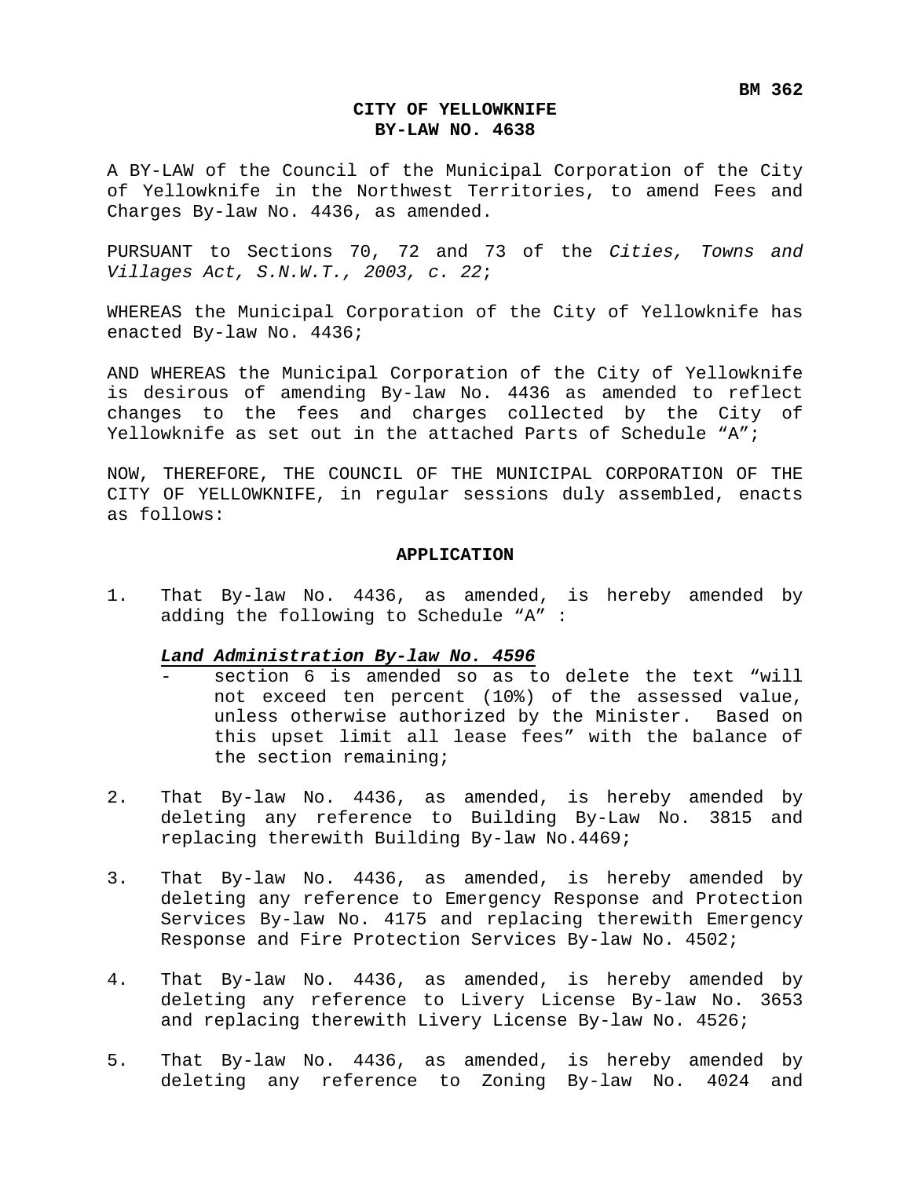**BM 362**

**CITY OF YELLOWKNIFE**
**BY-LAW NO. 4638**

A BY-LAW of the Council of the Municipal Corporation of the City of Yellowknife in the Northwest Territories, to amend Fees and Charges By-law No. 4436, as amended.

PURSUANT to Sections 70, 72 and 73 of the *Cities, Towns and Villages Act, S.N.W.T., 2003, c. 22*;

WHEREAS the Municipal Corporation of the City of Yellowknife has enacted By-law No. 4436;

AND WHEREAS the Municipal Corporation of the City of Yellowknife is desirous of amending By-law No. 4436 as amended to reflect changes to the fees and charges collected by the City of Yellowknife as set out in the attached Parts of Schedule "A";

NOW, THEREFORE, THE COUNCIL OF THE MUNICIPAL CORPORATION OF THE CITY OF YELLOWKNIFE, in regular sessions duly assembled, enacts as follows:

**APPLICATION**

1. That By-law No. 4436, as amended, is hereby amended by adding the following to Schedule "A" :

   ***Land Administration By-law No. 4596***

   - section 6 is amended so as to delete the text "will not exceed ten percent (10%) of the assessed value, unless otherwise authorized by the Minister. Based on this upset limit all lease fees" with the balance of the section remaining;

2. That By-law No. 4436, as amended, is hereby amended by deleting any reference to Building By-Law No. 3815 and replacing therewith Building By-law No.4469;

3. That By-law No. 4436, as amended, is hereby amended by deleting any reference to Emergency Response and Protection Services By-law No. 4175 and replacing therewith Emergency Response and Fire Protection Services By-law No. 4502;

4. That By-law No. 4436, as amended, is hereby amended by deleting any reference to Livery License By-law No. 3653 and replacing therewith Livery License By-law No. 4526;

5. That By-law No. 4436, as amended, is hereby amended by deleting any reference to Zoning By-law No. 4024 and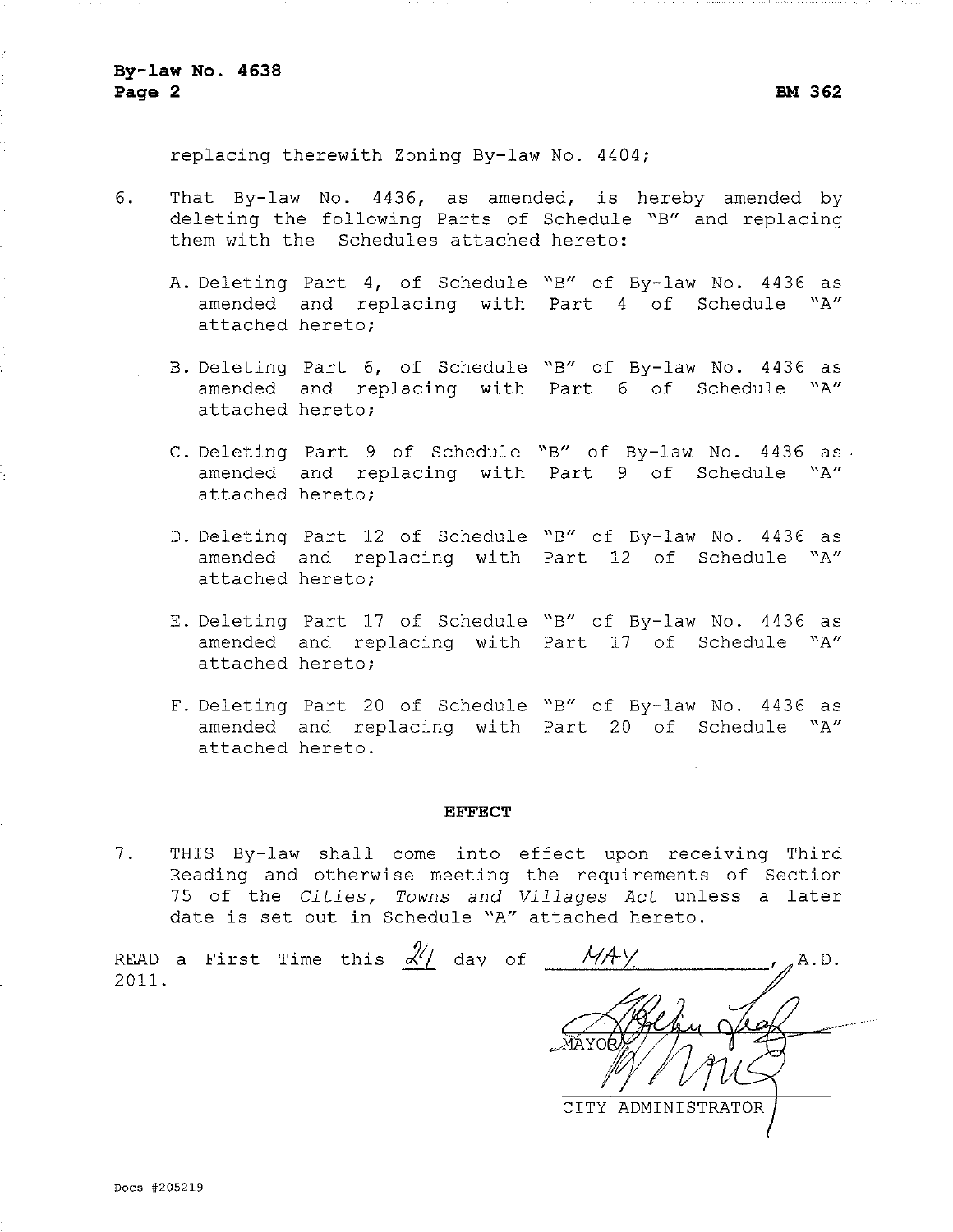replacing therewith Zoning By-law No. 4404;

6. That By-law No. 4436, as amended, is hereby amended by deleting the following Parts of Schedule "B" and replacing them with the Schedules attached hereto:

   A. Deleting Part 4, of Schedule "B" of By-law No. 4436 as amended and replacing with Part 4 of Schedule "A" attached hereto;

   B. Deleting Part 6, of Schedule "B" of By-law No. 4436 as amended and replacing with Part 6 of Schedule "A" attached hereto;

   C. Deleting Part 9 of Schedule "B" of By-law No. 4436 as amended and replacing with Part 9 of Schedule "A" attached hereto;

   D. Deleting Part 12 of Schedule "B" of By-law No. 4436 as amended and replacing with Part 12 of Schedule "A" attached hereto;

   E. Deleting Part 17 of Schedule "B" of By-law No. 4436 as amended and replacing with Part 17 of Schedule "A" attached hereto;

   F. Deleting Part 20 of Schedule "B" of By-law No. 4436 as amended and replacing with Part 20 of Schedule "A" attached hereto.

**EFFECT**

7. THIS By-law shall come into effect upon receiving Third Reading and otherwise meeting the requirements of Section 75 of the *Cities, Towns and Villages Act* unless a later date is set out in Schedule "A" attached hereto.

READ a First Time this 24 day of MAY, A.D. 2011.

MAYOR

CITY ADMINISTRATOR

Docs #205219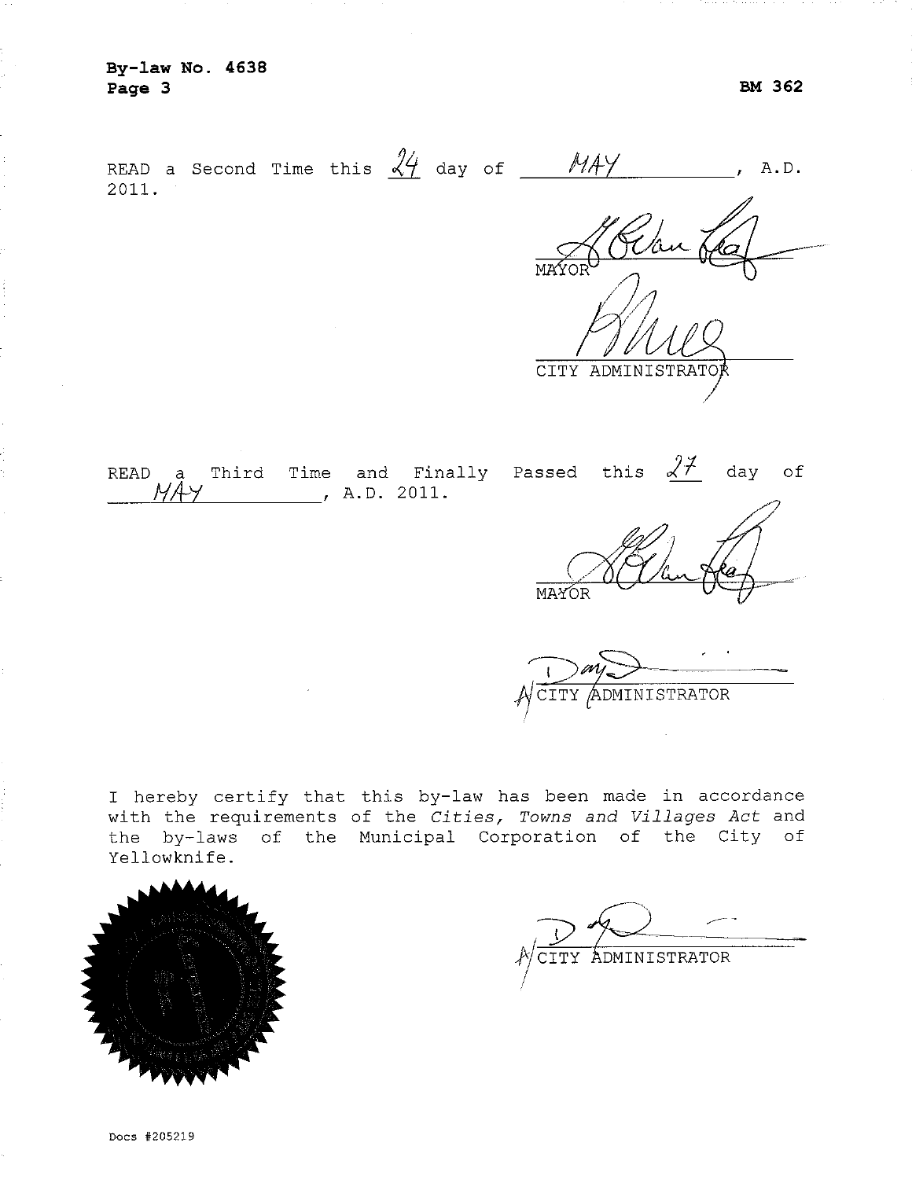READ a Second Time this 24 day of MAY, A.D. 2011.

MAYOR

CITY ADMINISTRATOR

READ a Third Time and Finally Passed this 27 day of MAY, A.D. 2011.

MAYOR

A/CITY ADMINISTRATOR

I hereby certify that this by-law has been made in accordance with the requirements of the *Cities, Towns and Villages Act* and the by-laws of the Municipal Corporation of the City of Yellowknife.

A/CITY ADMINISTRATOR

Docs #205219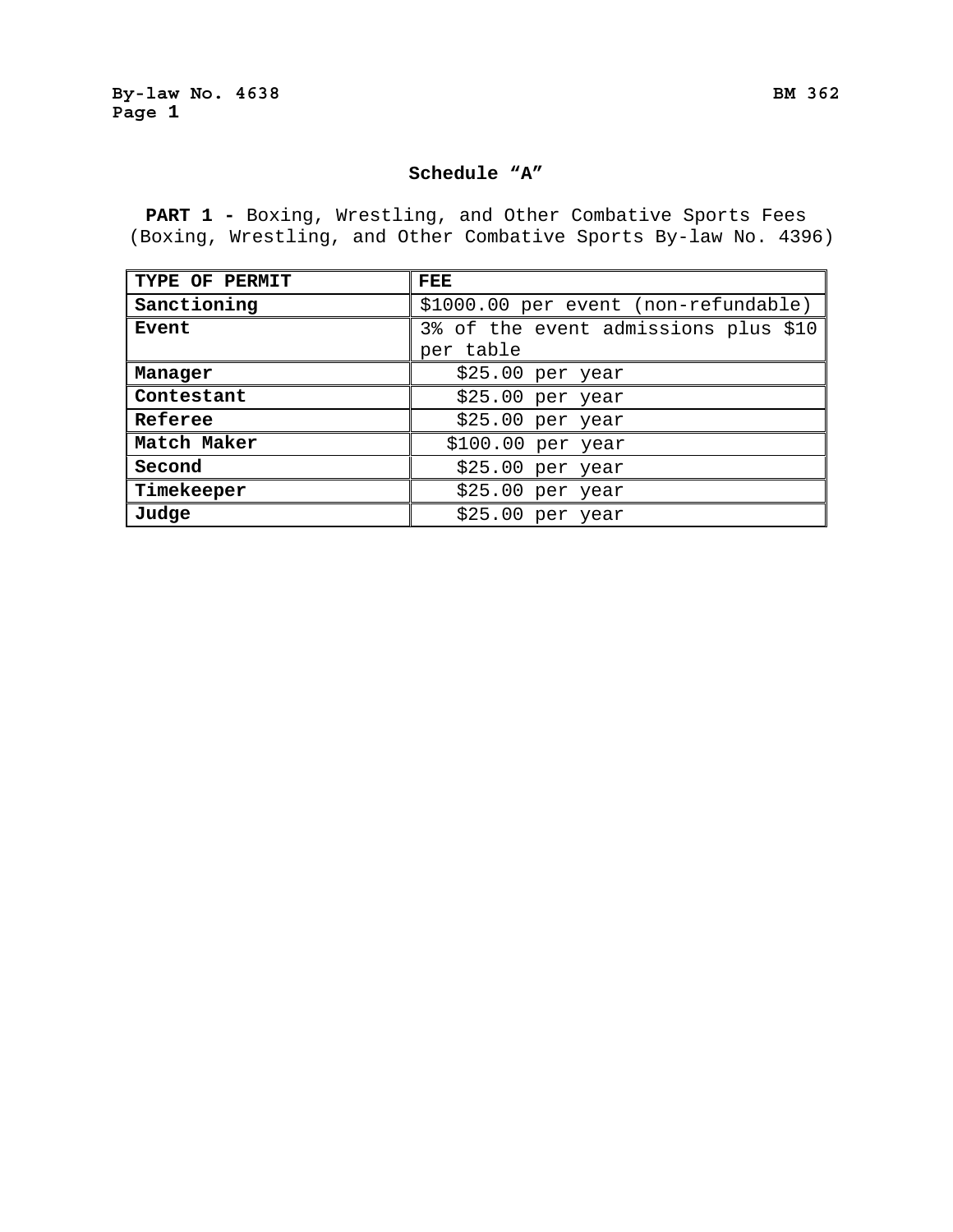## Schedule "A"

**PART 1 -** Boxing, Wrestling, and Other Combative Sports Fees (Boxing, Wrestling, and Other Combative Sports By-law No. 4396)

| TYPE OF PERMIT | FEE |
|---|---|
| **Sanctioning** | $1000.00 per event (non-refundable) |
| **Event** | 3% of the event admissions plus $10 per table |
| **Manager** | $25.00 per year |
| **Contestant** | $25.00 per year |
| **Referee** | $25.00 per year |
| **Match Maker** | $100.00 per year |
| **Second** | $25.00 per year |
| **Timekeeper** | $25.00 per year |
| **Judge** | $25.00 per year |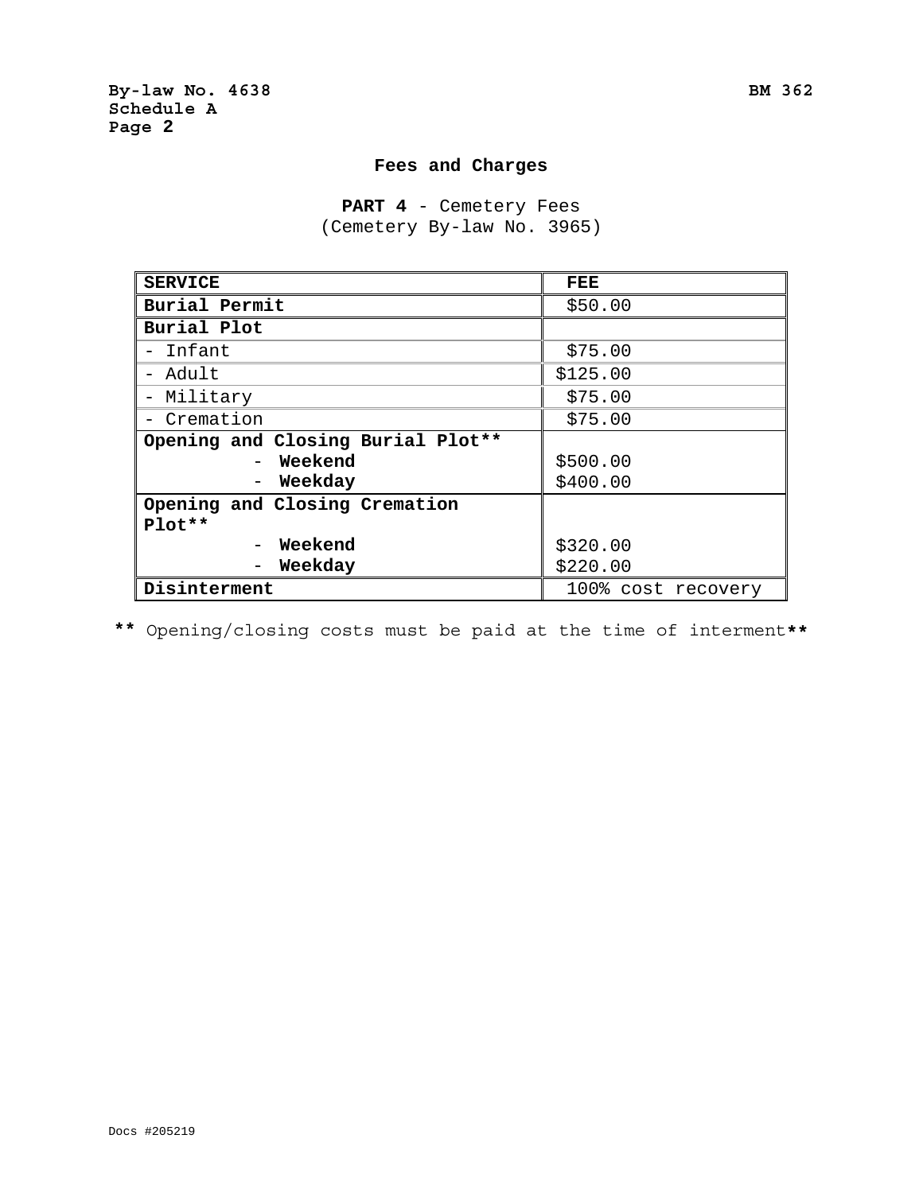**By-law No. 4638**
**Schedule A**
**Page 2**

**BM 362**

## Fees and Charges

**PART 4** - Cemetery Fees
(Cemetery By-law No. 3965)

| SERVICE | FEE |
|---|---|
| **Burial Permit** | $50.00 |
| **Burial Plot** | |
| - Infant | $75.00 |
| - Adult | $125.00 |
| - Military | $75.00 |
| - Cremation | $75.00 |
| **Opening and Closing Burial Plot**** | |
| - **Weekend** | $500.00 |
| - **Weekday** | $400.00 |
| **Opening and Closing Cremation Plot**** | |
| - **Weekend** | $320.00 |
| - **Weekday** | $220.00 |
| **Disinterment** | 100% cost recovery |

**\*\*** Opening/closing costs must be paid at the time of interment**\*\***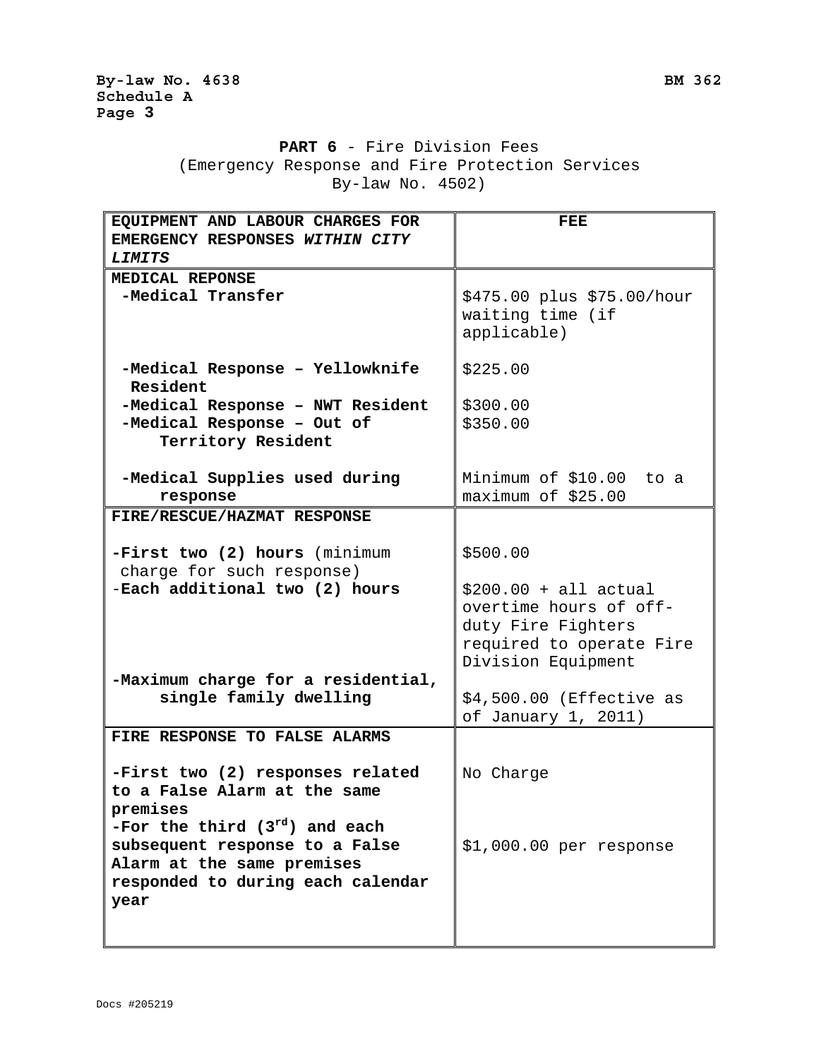**PART 6** - Fire Division Fees
(Emergency Response and Fire Protection Services
By-law No. 4502)

| EQUIPMENT AND LABOUR CHARGES FOR EMERGENCY RESPONSES *WITHIN CITY LIMITS* | FEE |
|---|---|
| **MEDICAL REPONSE** | |
| **-Medical Transfer** | $475.00 plus $75.00/hour waiting time (if applicable) |
| **-Medical Response – Yellowknife Resident** | $225.00 |
| **-Medical Response – NWT Resident** | $300.00 |
| **-Medical Response – Out of Territory Resident** | $350.00 |
| **-Medical Supplies used during response** | Minimum of $10.00 to a maximum of $25.00 |
| **FIRE/RESCUE/HAZMAT RESPONSE** | |
| **-First two (2) hours** (minimum charge for such response) | $500.00 |
| -**Each additional two (2) hours** | $200.00 + all actual overtime hours of off-duty Fire Fighters required to operate Fire Division Equipment |
| **-Maximum charge for a residential, single family dwelling** | $4,500.00 (Effective as of January 1, 2011) |
| **FIRE RESPONSE TO FALSE ALARMS** | |
| **-First two (2) responses related to a False Alarm at the same premises** | No Charge |
| **-For the third (3rd) and each subsequent response to a False Alarm at the same premises responded to during each calendar year** | $1,000.00 per response |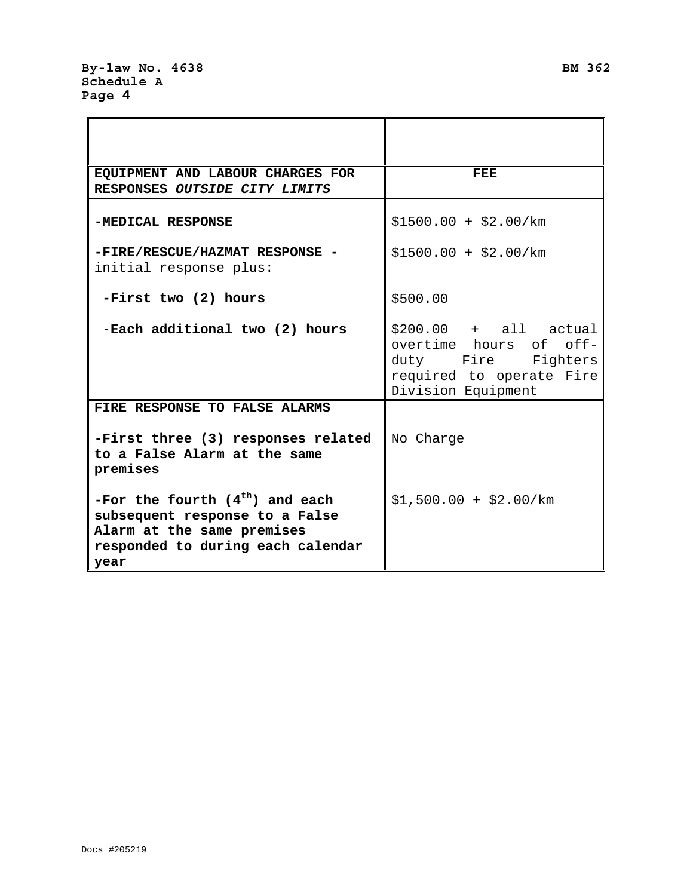| | |
|---|---|
| **EQUIPMENT AND LABOUR CHARGES FOR RESPONSES *OUTSIDE CITY LIMITS*** | **FEE** |
| **-MEDICAL RESPONSE** | $1500.00 + $2.00/km |
| **-FIRE/RESCUE/HAZMAT RESPONSE -** initial response plus: | $1500.00 + $2.00/km |
| **-First two (2) hours** | $500.00 |
| -**Each additional two (2) hours** | $200.00 + all actual overtime hours of off-duty Fire Fighters required to operate Fire Division Equipment |
| **FIRE RESPONSE TO FALSE ALARMS** | |
| **-First three (3) responses related to a False Alarm at the same premises** | No Charge |
| **-For the fourth (4th) and each subsequent response to a False Alarm at the same premises responded to during each calendar year** | $1,500.00 + $2.00/km |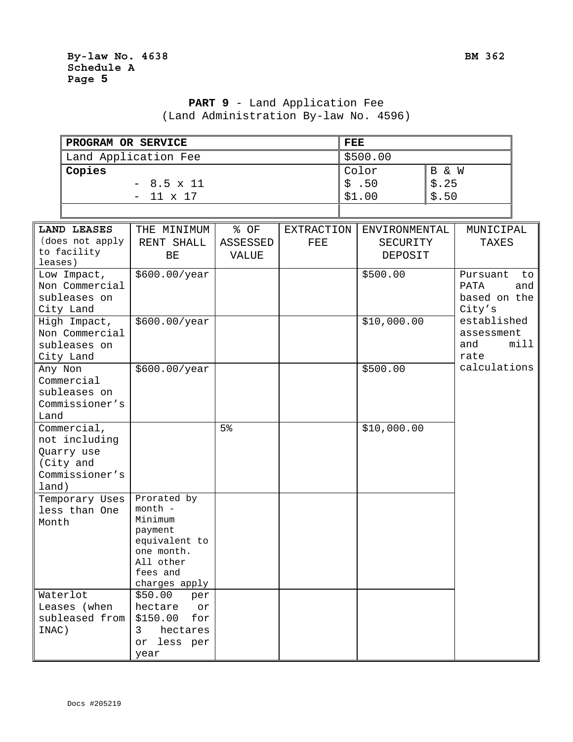**By-law No. 4638** **BM 362**
**Schedule A**
**Page 5**

**PART 9** - Land Application Fee
(Land Administration By-law No. 4596)

| **PROGRAM OR SERVICE** | **FEE** | |
|---|---|---|
| Land Application Fee | $500.00 | |
| **Copies** - 8.5 x 11 - 11 x 17 | Color $ .50 $1.00 | B & W $.25 $.50 |
| | | |

| **LAND LEASES** (does not apply to facility leases) | THE MINIMUM RENT SHALL BE | % OF ASSESSED VALUE | EXTRACTION FEE | ENVIRONMENTAL SECURITY DEPOSIT | MUNICIPAL TAXES |
|---|---|---|---|---|---|
| Low Impact, Non Commercial subleases on City Land | $600.00/year | | | $500.00 | Pursuant to PATA and based on the City's established assessment and mill rate calculations |
| High Impact, Non Commercial subleases on City Land | $600.00/year | | | $10,000.00 | |
| Any Non Commercial subleases on Commissioner's Land | $600.00/year | | | $500.00 | |
| Commercial, not including Quarry use (City and Commissioner's land) | | 5% | | $10,000.00 | |
| Temporary Uses less than One Month | Prorated by month - Minimum payment equivalent to one month. All other fees and charges apply | | | | |
| Waterlot Leases (when subleased from INAC) | $50.00 per hectare or $150.00 for 3 hectares or less per year | | | | |

Docs #205219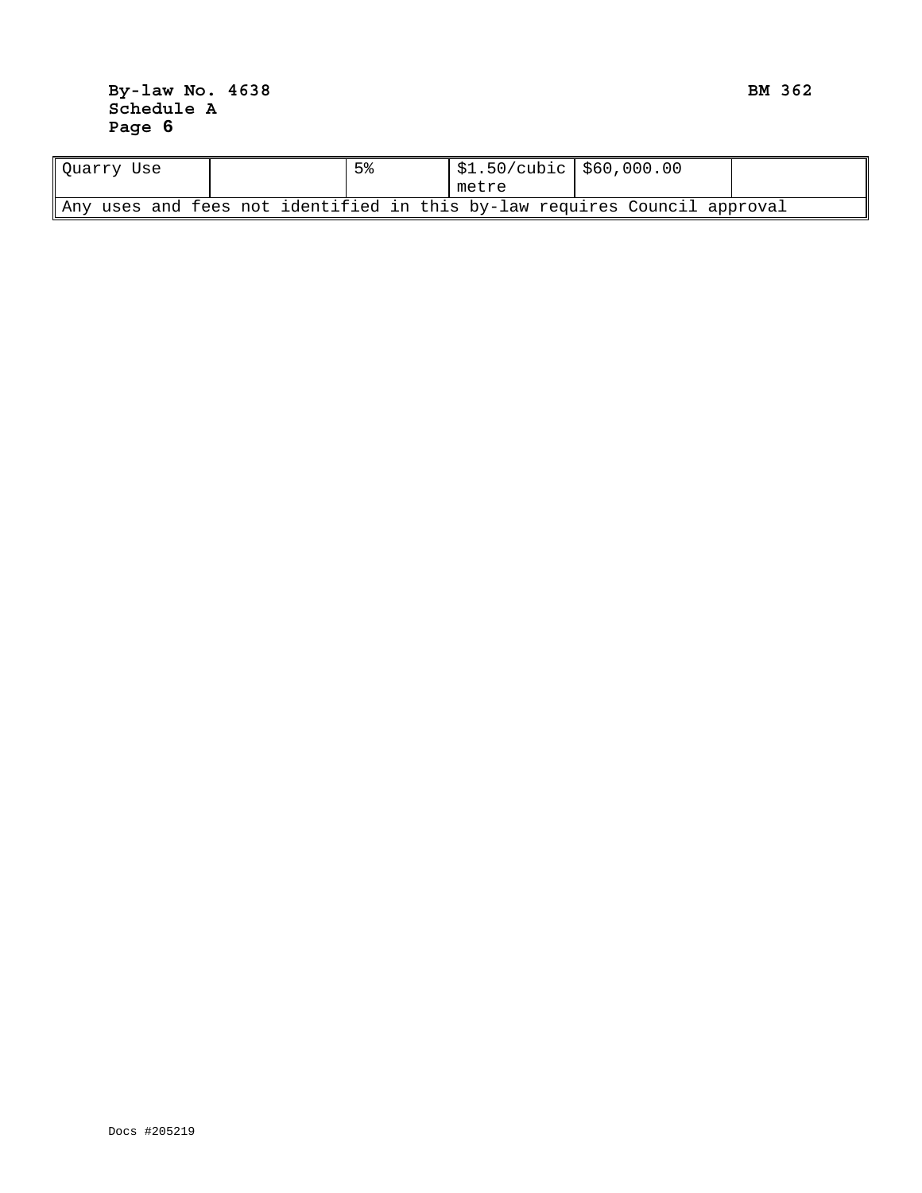| | | | | | |
|---|---|---|---|---|---|
| Quarry Use | | 5% | $1.50/cubic metre | $60,000.00 | |
| Any uses and fees not identified in this by-law requires Council approval | | | | | |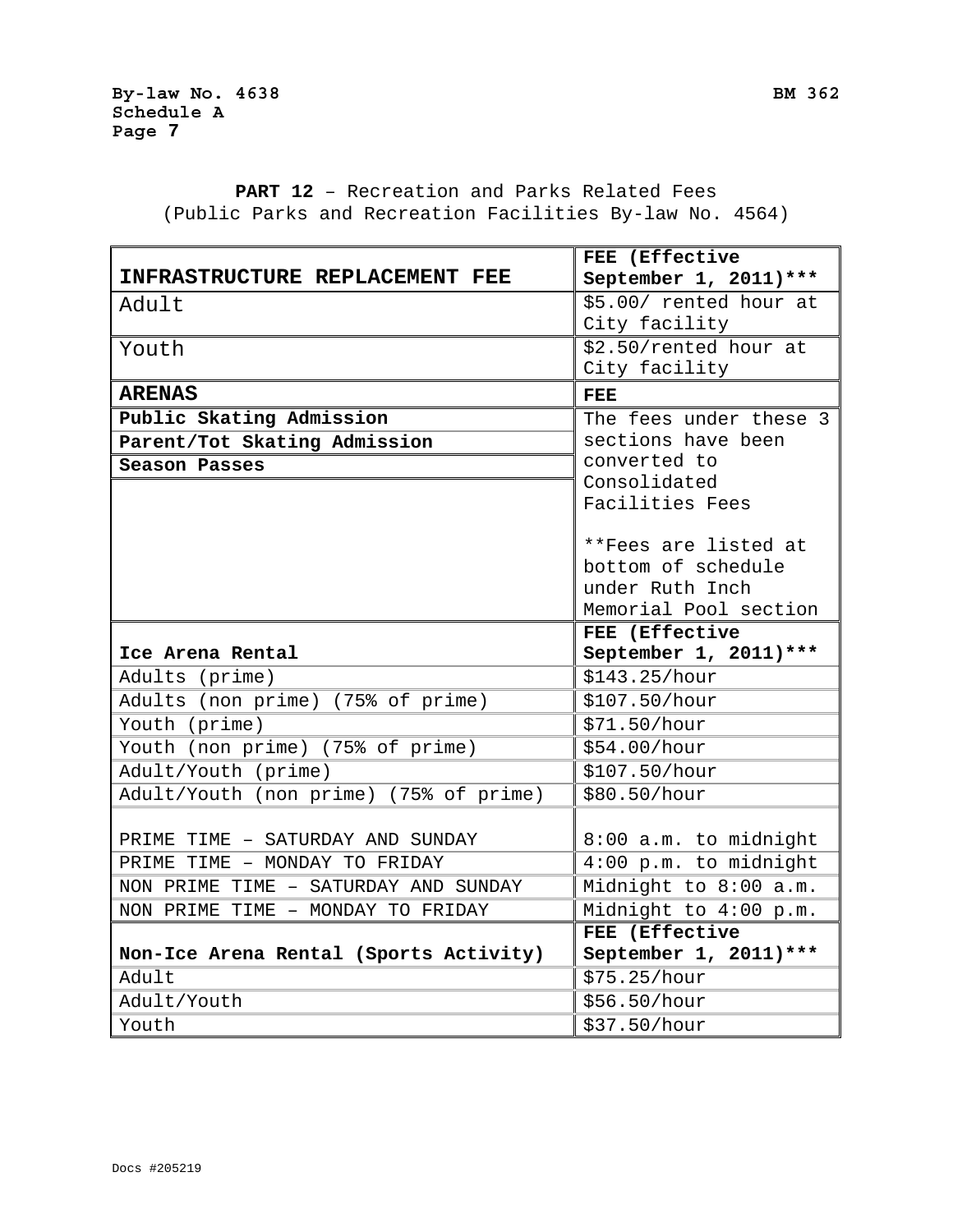**PART 12** – Recreation and Parks Related Fees
(Public Parks and Recreation Facilities By-law No. 4564)

| **INFRASTRUCTURE REPLACEMENT FEE** | **FEE (Effective September 1, 2011)*** |
|---|---|
| Adult | $5.00/ rented hour at City facility |
| Youth | $2.50/rented hour at City facility |
| **ARENAS** | **FEE** |
| **Public Skating Admission** | The fees under these 3 sections have been converted to Consolidated Facilities Fees<br><br>**Fees are listed at bottom of schedule under Ruth Inch Memorial Pool section |
| **Parent/Tot Skating Admission** | |
| **Season Passes** | |
| **Ice Arena Rental** | **FEE (Effective September 1, 2011)*** |
| Adults (prime) | $143.25/hour |
| Adults (non prime) (75% of prime) | $107.50/hour |
| Youth (prime) | $71.50/hour |
| Youth (non prime) (75% of prime) | $54.00/hour |
| Adult/Youth (prime) | $107.50/hour |
| Adult/Youth (non prime) (75% of prime) | $80.50/hour |
| PRIME TIME – SATURDAY AND SUNDAY | 8:00 a.m. to midnight |
| PRIME TIME – MONDAY TO FRIDAY | 4:00 p.m. to midnight |
| NON PRIME TIME – SATURDAY AND SUNDAY | Midnight to 8:00 a.m. |
| NON PRIME TIME – MONDAY TO FRIDAY | Midnight to 4:00 p.m. |
| **Non-Ice Arena Rental (Sports Activity)** | **FEE (Effective September 1, 2011)*** |
| Adult | $75.25/hour |
| Adult/Youth | $56.50/hour |
| Youth | $37.50/hour |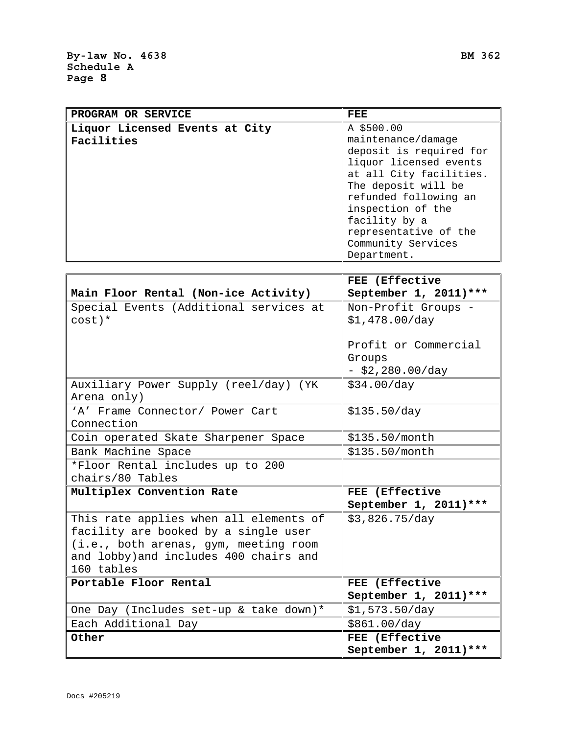| PROGRAM OR SERVICE | FEE |
| --- | --- |
| **Liquor Licensed Events at City Facilities** | A $500.00 maintenance/damage deposit is required for liquor licensed events at all City facilities. The deposit will be refunded following an inspection of the facility by a representative of the Community Services Department. |

| **Main Floor Rental (Non-ice Activity)** | **FEE (Effective September 1, 2011)*** ** |
| --- | --- |
| Special Events (Additional services at cost)* | Non-Profit Groups - $1,478.00/day<br><br>Profit or Commercial Groups - $2,280.00/day |
| Auxiliary Power Supply (reel/day) (YK Arena only) | $34.00/day |
| 'A' Frame Connector/ Power Cart Connection | $135.50/day |
| Coin operated Skate Sharpener Space | $135.50/month |
| Bank Machine Space | $135.50/month |
| *Floor Rental includes up to 200 chairs/80 Tables | |
| **Multiplex Convention Rate** | **FEE (Effective September 1, 2011)*** ** |
| This rate applies when all elements of facility are booked by a single user (i.e., both arenas, gym, meeting room and lobby)and includes 400 chairs and 160 tables | $3,826.75/day |
| **Portable Floor Rental** | **FEE (Effective September 1, 2011)*** ** |
| One Day (Includes set-up & take down)* | $1,573.50/day |
| Each Additional Day | $861.00/day |
| **Other** | **FEE (Effective September 1, 2011)*** ** |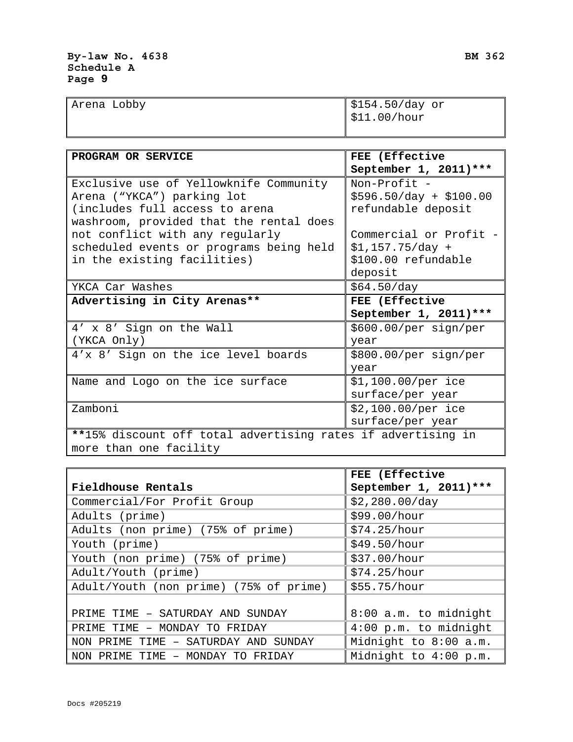| | |
|---|---|
| Arena Lobby | $154.50/day or $11.00/hour |

| **PROGRAM OR SERVICE** | **FEE (Effective September 1, 2011)*** ** |
|---|---|
| Exclusive use of Yellowknife Community Arena (“YKCA”) parking lot (includes full access to arena washroom, provided that the rental does not conflict with any regularly scheduled events or programs being held in the existing facilities) | Non-Profit - $596.50/day + $100.00 refundable deposit<br><br>Commercial or Profit - $1,157.75/day + $100.00 refundable deposit |
| YKCA Car Washes | $64.50/day |
| **Advertising in City Arenas**** | **FEE (Effective September 1, 2011)*** ** |
| 4′ x 8′ Sign on the Wall (YKCA Only) | $600.00/per sign/per year |
| 4′x 8′ Sign on the ice level boards | $800.00/per sign/per year |
| Name and Logo on the ice surface | $1,100.00/per ice surface/per year |
| Zamboni | $2,100.00/per ice surface/per year |
| ****15% discount off total advertising rates if advertising in more than one facility** | |

| **Fieldhouse Rentals** | **FEE (Effective September 1, 2011)*** ** |
|---|---|
| Commercial/For Profit Group | $2,280.00/day |
| Adults (prime) | $99.00/hour |
| Adults (non prime) (75% of prime) | $74.25/hour |
| Youth (prime) | $49.50/hour |
| Youth (non prime) (75% of prime) | $37.00/hour |
| Adult/Youth (prime) | $74.25/hour |
| Adult/Youth (non prime) (75% of prime) | $55.75/hour |
| PRIME TIME – SATURDAY AND SUNDAY | 8:00 a.m. to midnight |
| PRIME TIME – MONDAY TO FRIDAY | 4:00 p.m. to midnight |
| NON PRIME TIME – SATURDAY AND SUNDAY | Midnight to 8:00 a.m. |
| NON PRIME TIME – MONDAY TO FRIDAY | Midnight to 4:00 p.m. |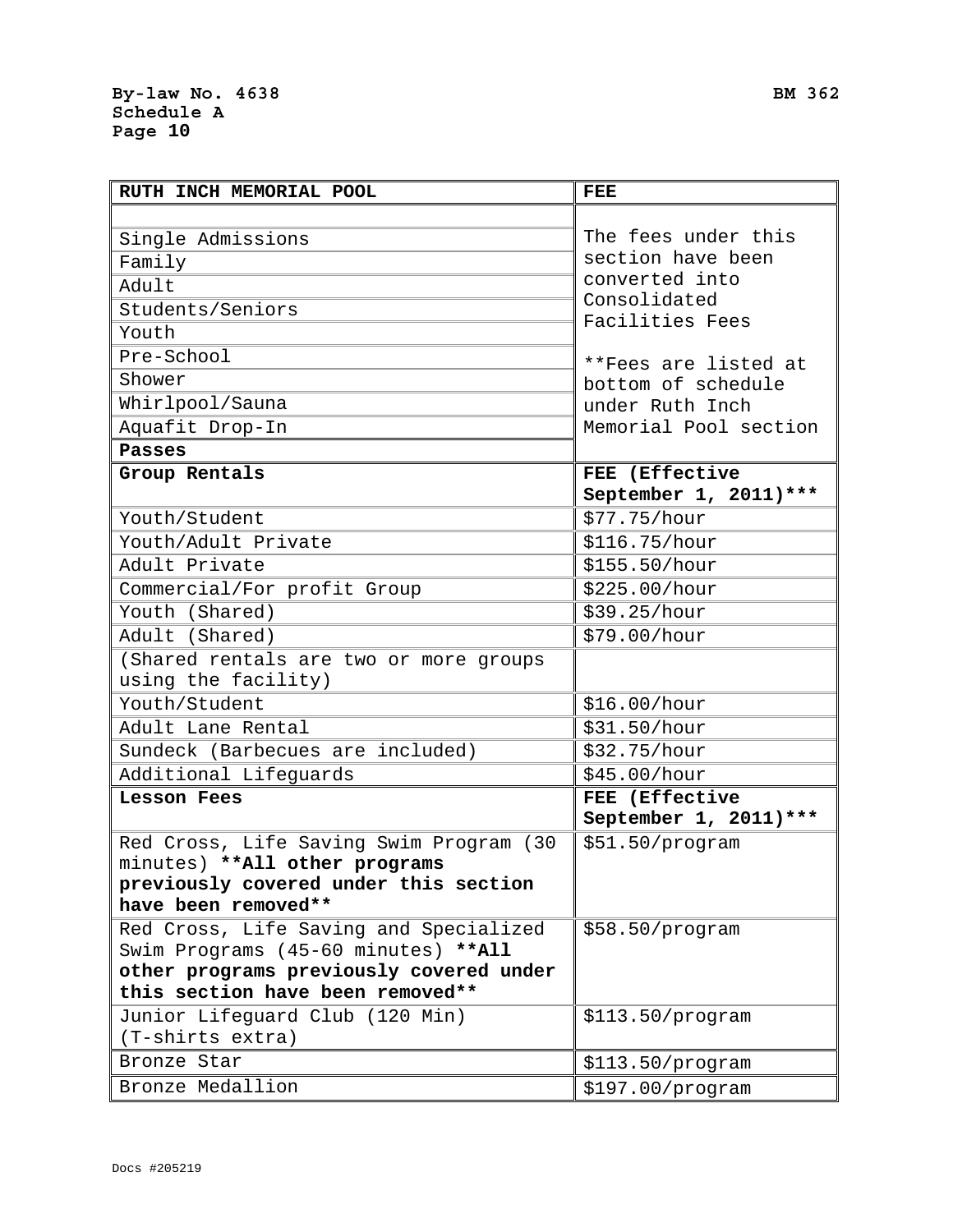By-law No. 4638
Schedule A
Page 10

BM 362

| RUTH INCH MEMORIAL POOL | FEE |
|---|---|
| | The fees under this section have been converted into Consolidated Facilities Fees<br><br>**Fees are listed at bottom of schedule under Ruth Inch Memorial Pool section |
| Single Admissions | |
| Family | |
| Adult | |
| Students/Seniors | |
| Youth | |
| Pre-School | |
| Shower | |
| Whirlpool/Sauna | |
| Aquafit Drop-In | |
| **Passes** | |
| **Group Rentals** | **FEE (Effective September 1, 2011)*** ** |
| Youth/Student | $77.75/hour |
| Youth/Adult Private | $116.75/hour |
| Adult Private | $155.50/hour |
| Commercial/For profit Group | $225.00/hour |
| Youth (Shared) | $39.25/hour |
| Adult (Shared) | $79.00/hour |
| (Shared rentals are two or more groups using the facility) | |
| Youth/Student | $16.00/hour |
| Adult Lane Rental | $31.50/hour |
| Sundeck (Barbecues are included) | $32.75/hour |
| Additional Lifeguards | $45.00/hour |
| **Lesson Fees** | **FEE (Effective September 1, 2011)*** ** |
| Red Cross, Life Saving Swim Program (30 minutes) **All other programs previously covered under this section have been removed** | $51.50/program |
| Red Cross, Life Saving and Specialized Swim Programs (45-60 minutes) **All other programs previously covered under this section have been removed** | $58.50/program |
| Junior Lifeguard Club (120 Min) (T-shirts extra) | $113.50/program |
| Bronze Star | $113.50/program |
| Bronze Medallion | $197.00/program |

Docs #205219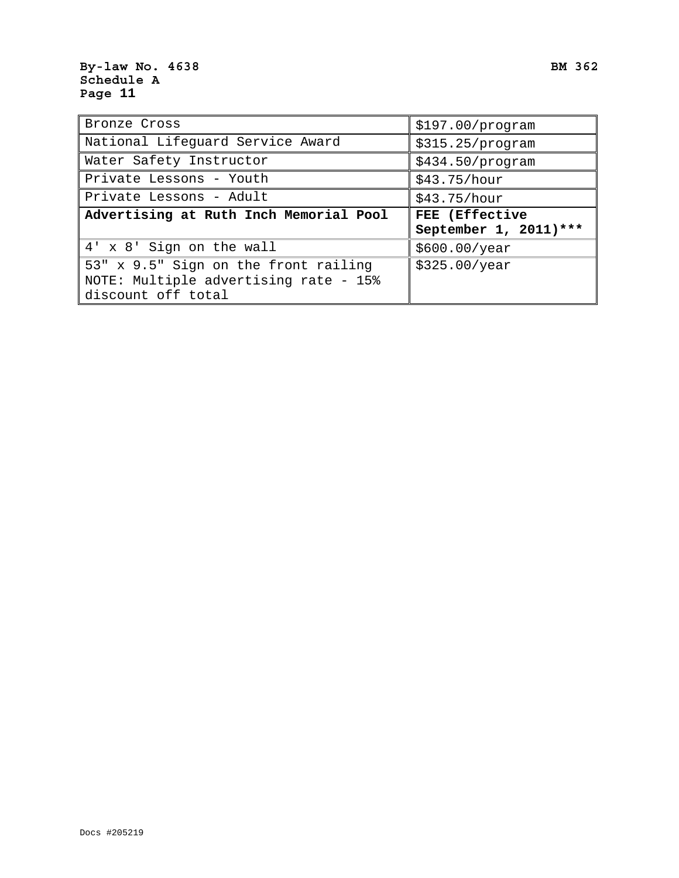| | |
|---|---|
| Bronze Cross | $197.00/program |
| National Lifeguard Service Award | $315.25/program |
| Water Safety Instructor | $434.50/program |
| Private Lessons - Youth | $43.75/hour |
| Private Lessons - Adult | $43.75/hour |
| **Advertising at Ruth Inch Memorial Pool** | **FEE (Effective September 1, 2011)*** ** |
| 4' x 8' Sign on the wall | $600.00/year |
| 53" x 9.5" Sign on the front railing<br>NOTE: Multiple advertising rate - 15% discount off total | $325.00/year |

Docs #205219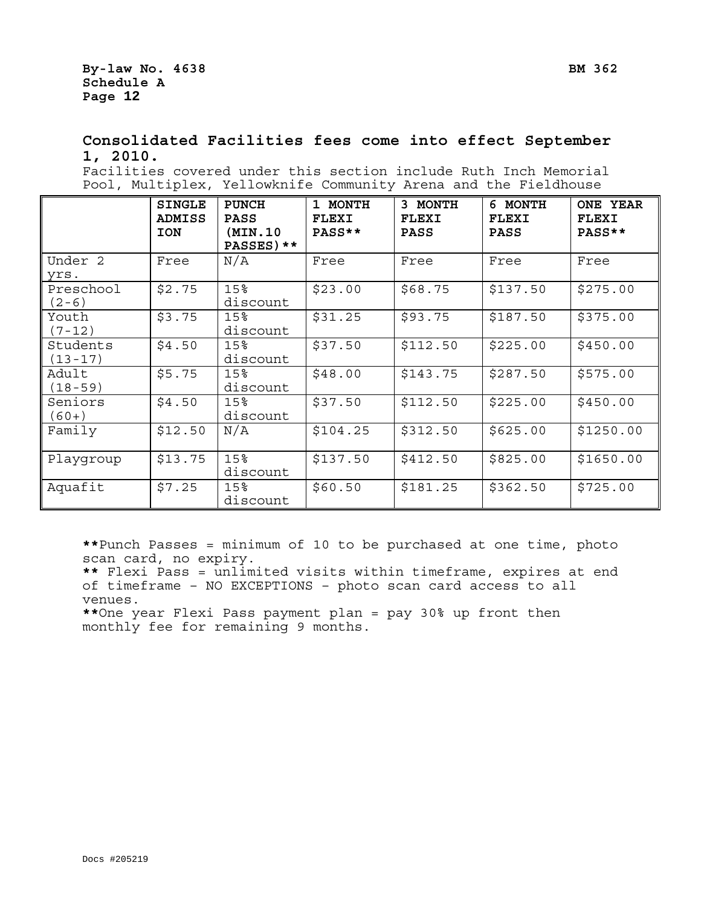**By-law No. 4638**
**Schedule A**
**Page 12**

**BM 362**

## Consolidated Facilities fees come into effect September 1, 2010.

Facilities covered under this section include Ruth Inch Memorial Pool, Multiplex, Yellowknife Community Arena and the Fieldhouse

| | SINGLE ADMISSION | PUNCH PASS (MIN.10 PASSES)** | 1 MONTH FLEXI PASS** | 3 MONTH FLEXI PASS | 6 MONTH FLEXI PASS | ONE YEAR FLEXI PASS** |
|---|---|---|---|---|---|---|
| Under 2 yrs. | Free | N/A | Free | Free | Free | Free |
| Preschool (2-6) | $2.75 | 15% discount | $23.00 | $68.75 | $137.50 | $275.00 |
| Youth (7-12) | $3.75 | 15% discount | $31.25 | $93.75 | $187.50 | $375.00 |
| Students (13-17) | $4.50 | 15% discount | $37.50 | $112.50 | $225.00 | $450.00 |
| Adult (18-59) | $5.75 | 15% discount | $48.00 | $143.75 | $287.50 | $575.00 |
| Seniors (60+) | $4.50 | 15% discount | $37.50 | $112.50 | $225.00 | $450.00 |
| Family | $12.50 | N/A | $104.25 | $312.50 | $625.00 | $1250.00 |
| Playgroup | $13.75 | 15% discount | $137.50 | $412.50 | $825.00 | $1650.00 |
| Aquafit | $7.25 | 15% discount | $60.50 | $181.25 | $362.50 | $725.00 |

**Punch Passes = minimum of 10 to be purchased at one time, photo scan card, no expiry.
** Flexi Pass = unlimited visits within timeframe, expires at end of timeframe – NO EXCEPTIONS – photo scan card access to all venues.
**One year Flexi Pass payment plan = pay 30% up front then monthly fee for remaining 9 months.

Docs #205219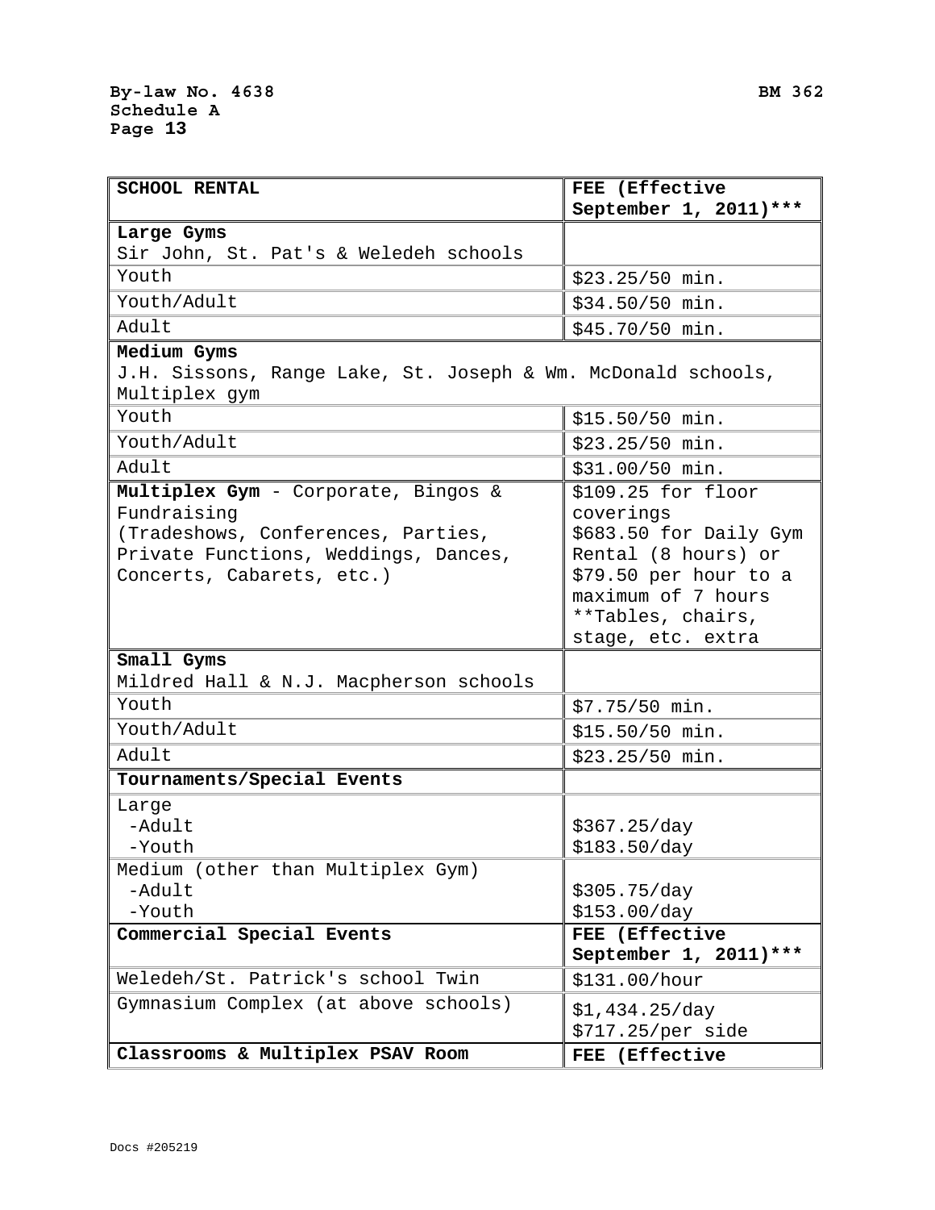| SCHOOL RENTAL | FEE (Effective September 1, 2011)*** |
|---|---|
| **Large Gyms**<br>Sir John, St. Pat's & Weledeh schools | |
| Youth | $23.25/50 min. |
| Youth/Adult | $34.50/50 min. |
| Adult | $45.70/50 min. |
| **Medium Gyms**<br>J.H. Sissons, Range Lake, St. Joseph & Wm. McDonald schools, Multiplex gym | |
| Youth | $15.50/50 min. |
| Youth/Adult | $23.25/50 min. |
| Adult | $31.00/50 min. |
| **Multiplex Gym** - Corporate, Bingos & Fundraising<br>(Tradeshows, Conferences, Parties, Private Functions, Weddings, Dances, Concerts, Cabarets, etc.) | $109.25 for floor coverings<br>$683.50 for Daily Gym Rental (8 hours) or $79.50 per hour to a maximum of 7 hours<br>**Tables, chairs, stage, etc. extra |
| **Small Gyms**<br>Mildred Hall & N.J. Macpherson schools | |
| Youth | $7.75/50 min. |
| Youth/Adult | $15.50/50 min. |
| Adult | $23.25/50 min. |
| **Tournaments/Special Events** | |
| Large<br>-Adult<br>-Youth | <br>$367.25/day<br>$183.50/day |
| Medium (other than Multiplex Gym)<br>-Adult<br>-Youth | <br>$305.75/day<br>$153.00/day |
| **Commercial Special Events** | **FEE (Effective September 1, 2011)*** ** |
| Weledeh/St. Patrick's school Twin | $131.00/hour |
| Gymnasium Complex (at above schools) | $1,434.25/day<br>$717.25/per side |
| **Classrooms & Multiplex PSAV Room** | **FEE (Effective** |

Docs #205219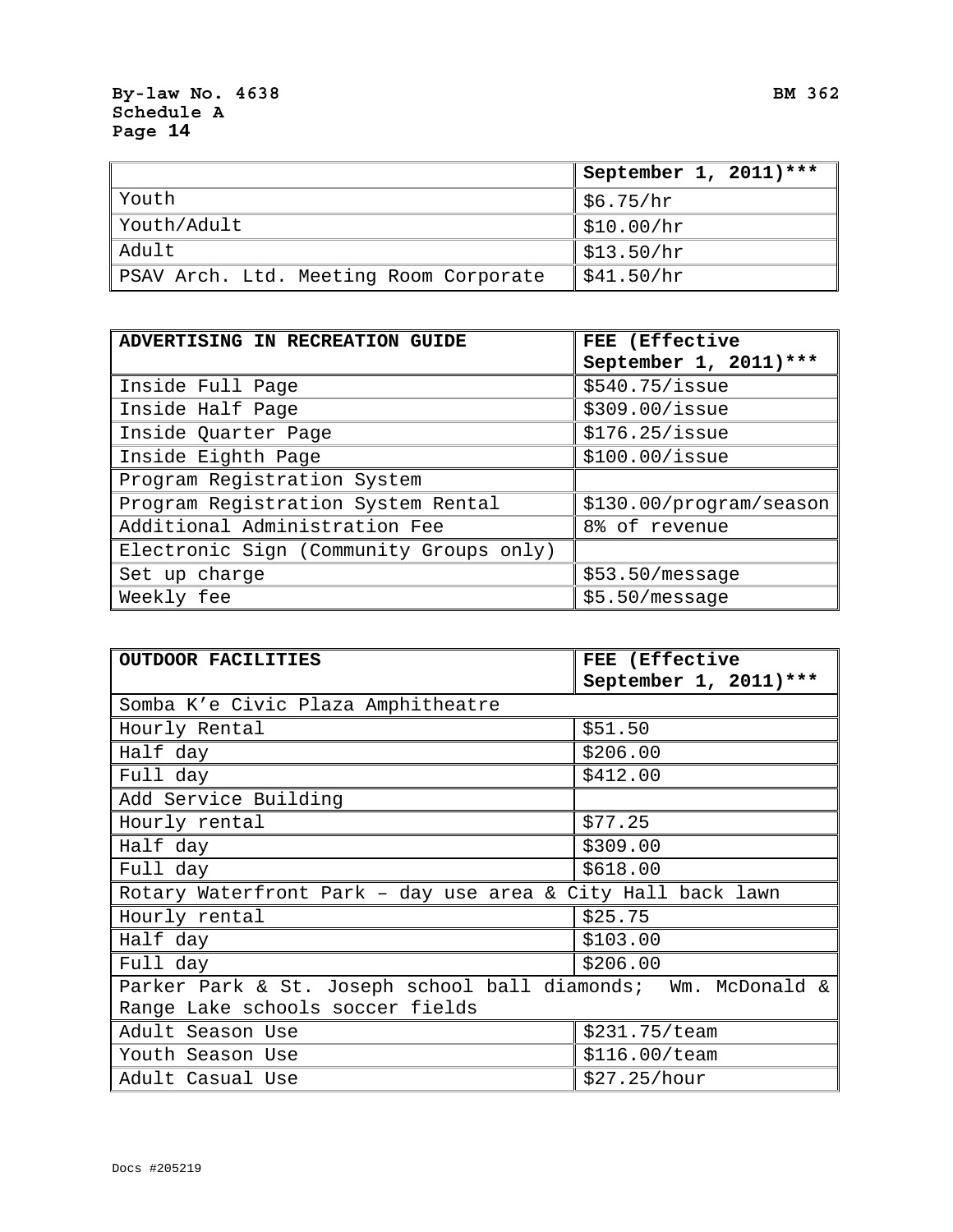| | September 1, 2011)*** |
|---|---|
| Youth | $6.75/hr |
| Youth/Adult | $10.00/hr |
| Adult | $13.50/hr |
| PSAV Arch. Ltd. Meeting Room Corporate | $41.50/hr |

| **ADVERTISING IN RECREATION GUIDE** | **FEE (Effective September 1, 2011)*** ** |
|---|---|
| Inside Full Page | $540.75/issue |
| Inside Half Page | $309.00/issue |
| Inside Quarter Page | $176.25/issue |
| Inside Eighth Page | $100.00/issue |
| Program Registration System | |
| Program Registration System Rental | $130.00/program/season |
| Additional Administration Fee | 8% of revenue |
| Electronic Sign (Community Groups only) | |
| Set up charge | $53.50/message |
| Weekly fee | $5.50/message |

| **OUTDOOR FACILITIES** | **FEE (Effective September 1, 2011)*** ** |
|---|---|
| Somba K'e Civic Plaza Amphitheatre | |
| Hourly Rental | $51.50 |
| Half day | $206.00 |
| Full day | $412.00 |
| Add Service Building | |
| Hourly rental | $77.25 |
| Half day | $309.00 |
| Full day | $618.00 |
| Rotary Waterfront Park – day use area & City Hall back lawn | |
| Hourly rental | $25.75 |
| Half day | $103.00 |
| Full day | $206.00 |
| Parker Park & St. Joseph school ball diamonds; Wm. McDonald & Range Lake schools soccer fields | |
| Adult Season Use | $231.75/team |
| Youth Season Use | $116.00/team |
| Adult Casual Use | $27.25/hour |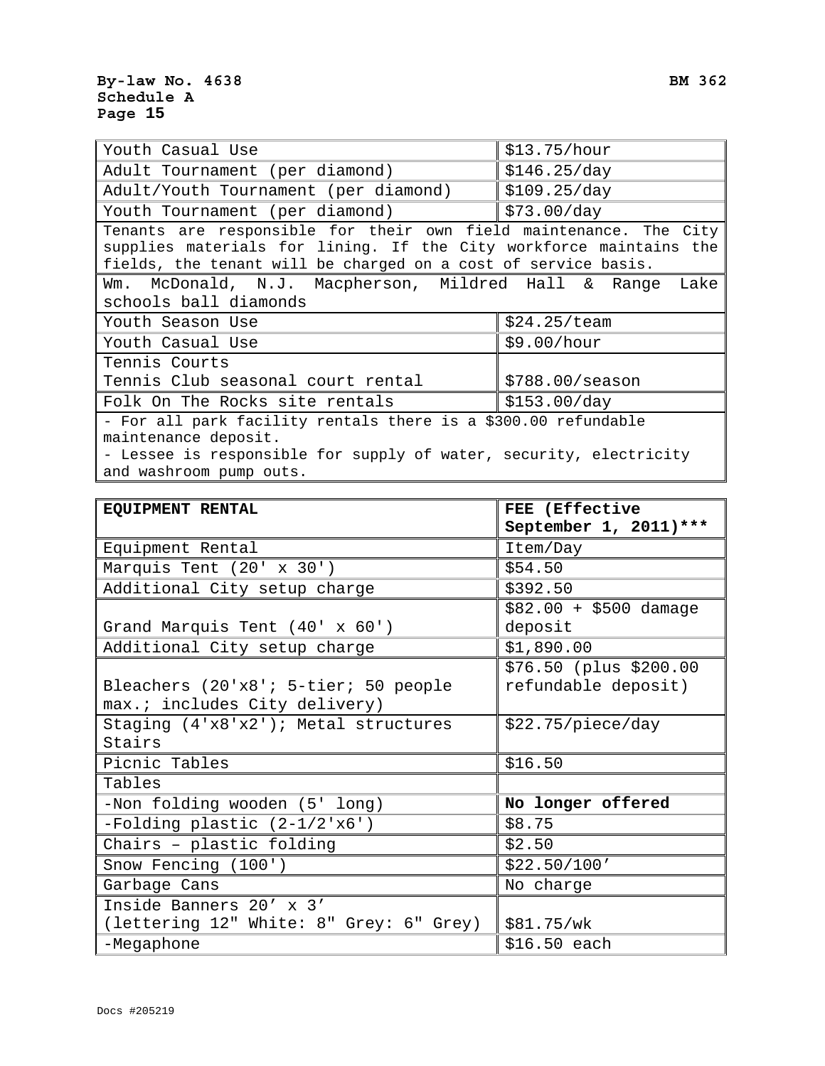| | |
|---|---|
| Youth Casual Use | $13.75/hour |
| Adult Tournament (per diamond) | $146.25/day |
| Adult/Youth Tournament (per diamond) | $109.25/day |
| Youth Tournament (per diamond) | $73.00/day |
| Tenants are responsible for their own field maintenance. The City supplies materials for lining. If the City workforce maintains the fields, the tenant will be charged on a cost of service basis. | |
| Wm. McDonald, N.J. Macpherson, Mildred Hall & Range Lake schools ball diamonds | |
| Youth Season Use | $24.25/team |
| Youth Casual Use | $9.00/hour |
| Tennis Courts<br>Tennis Club seasonal court rental | $788.00/season |
| Folk On The Rocks site rentals | $153.00/day |
| - For all park facility rentals there is a $300.00 refundable maintenance deposit.<br>- Lessee is responsible for supply of water, security, electricity and washroom pump outs. | |

| **EQUIPMENT RENTAL** | **FEE (Effective September 1, 2011)*** ** |
|---|---|
| Equipment Rental | Item/Day |
| Marquis Tent (20' x 30') | $54.50 |
| Additional City setup charge | $392.50 |
| Grand Marquis Tent (40' x 60') | $82.00 + $500 damage deposit |
| Additional City setup charge | $1,890.00 |
| Bleachers (20'x8'; 5-tier; 50 people max.; includes City delivery) | $76.50 (plus $200.00 refundable deposit) |
| Staging (4'x8'x2'); Metal structures Stairs | $22.75/piece/day |
| Picnic Tables | $16.50 |
| Tables | |
| -Non folding wooden (5' long) | **No longer offered** |
| -Folding plastic (2-1/2'x6') | $8.75 |
| Chairs – plastic folding | $2.50 |
| Snow Fencing (100') | $22.50/100’ |
| Garbage Cans | No charge |
| Inside Banners 20’ x 3’<br>(lettering 12" White: 8" Grey: 6" Grey) | $81.75/wk |
| -Megaphone | $16.50 each |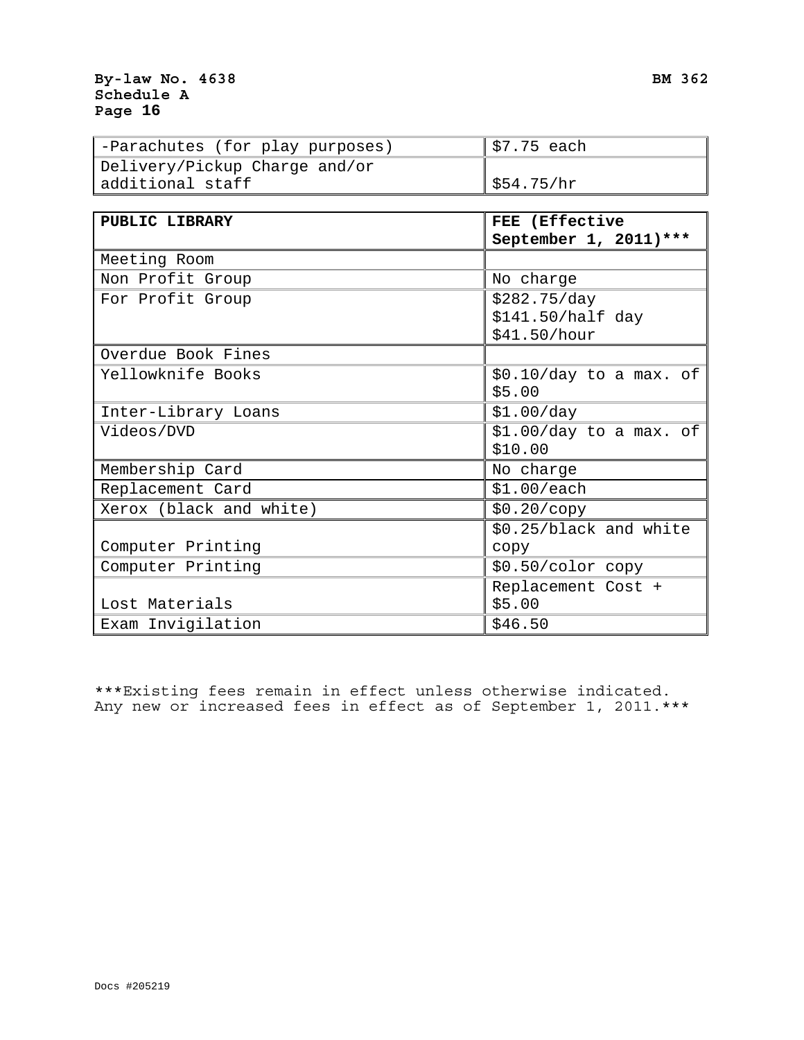| | |
|---|---|
| -Parachutes (for play purposes) | $7.75 each |
| Delivery/Pickup Charge and/or additional staff | $54.75/hr |

| **PUBLIC LIBRARY** | **FEE (Effective September 1, 2011)*** ** |
|---|---|
| Meeting Room | |
| Non Profit Group | No charge |
| For Profit Group | $282.75/day<br>$141.50/half day<br>$41.50/hour |
| Overdue Book Fines | |
| Yellowknife Books | $0.10/day to a max. of $5.00 |
| Inter-Library Loans | $1.00/day |
| Videos/DVD | $1.00/day to a max. of $10.00 |
| Membership Card | No charge |
| Replacement Card | $1.00/each |
| Xerox (black and white) | $0.20/copy |
| Computer Printing | $0.25/black and white copy |
| Computer Printing | $0.50/color copy |
| Lost Materials | Replacement Cost + $5.00 |
| Exam Invigilation | $46.50 |

***Existing fees remain in effect unless otherwise indicated. Any new or increased fees in effect as of September 1, 2011.***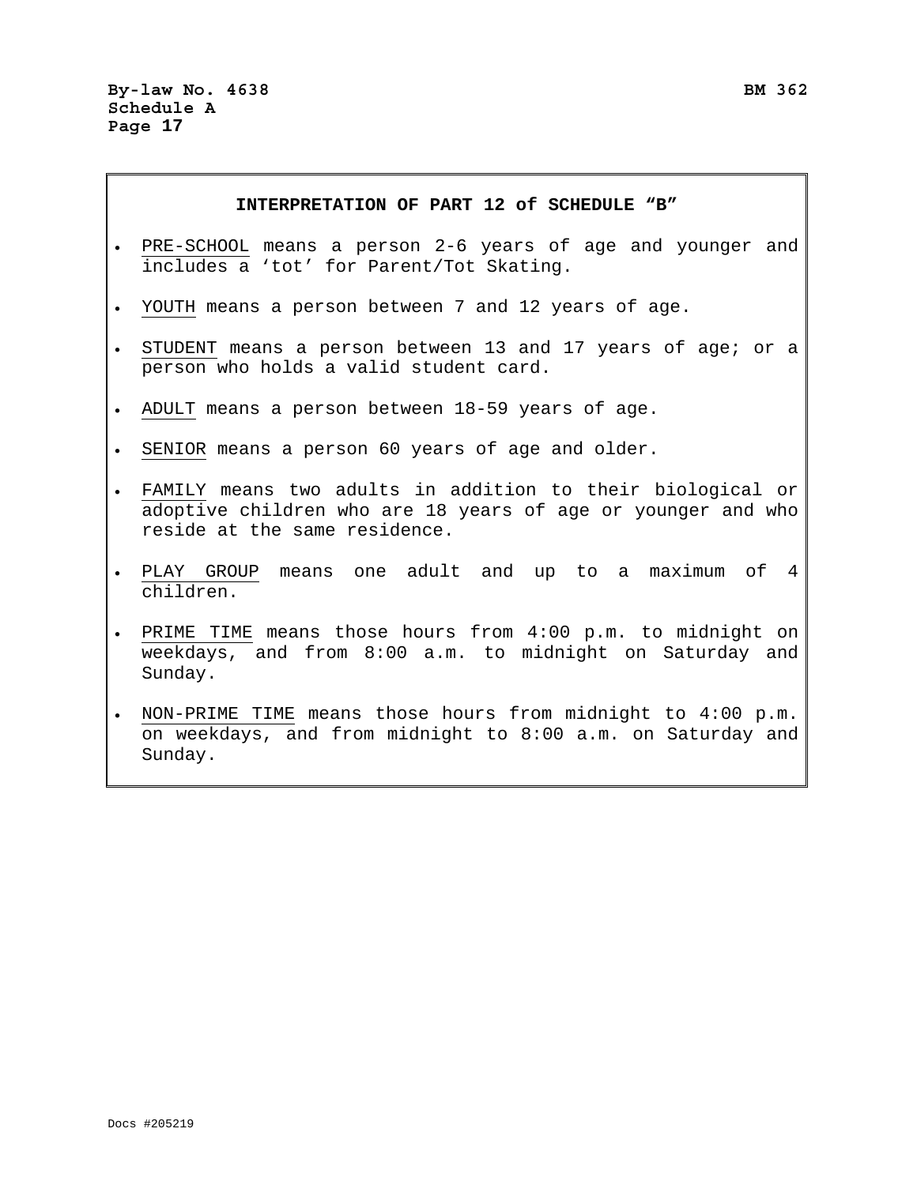## INTERPRETATION OF PART 12 of SCHEDULE "B"

- PRE-SCHOOL means a person 2-6 years of age and younger and includes a 'tot' for Parent/Tot Skating.
- YOUTH means a person between 7 and 12 years of age.
- STUDENT means a person between 13 and 17 years of age; or a person who holds a valid student card.
- ADULT means a person between 18-59 years of age.
- SENIOR means a person 60 years of age and older.
- FAMILY means two adults in addition to their biological or adoptive children who are 18 years of age or younger and who reside at the same residence.
- PLAY GROUP means one adult and up to a maximum of 4 children.
- PRIME TIME means those hours from 4:00 p.m. to midnight on weekdays, and from 8:00 a.m. to midnight on Saturday and Sunday.
- NON-PRIME TIME means those hours from midnight to 4:00 p.m. on weekdays, and from midnight to 8:00 a.m. on Saturday and Sunday.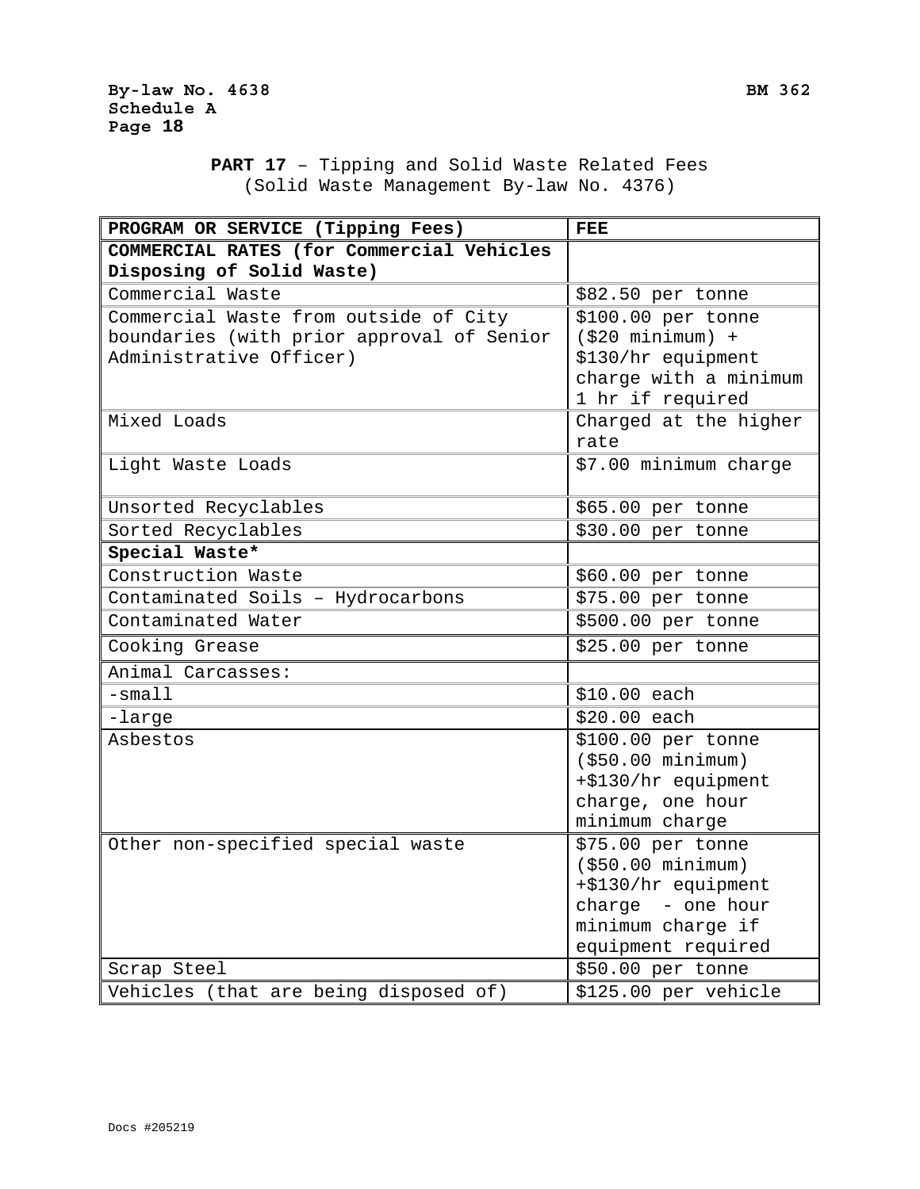**PART 17** – Tipping and Solid Waste Related Fees
(Solid Waste Management By-law No. 4376)

| PROGRAM OR SERVICE (Tipping Fees) | FEE |
|---|---|
| **COMMERCIAL RATES (for Commercial Vehicles Disposing of Solid Waste)** | |
| Commercial Waste | $82.50 per tonne |
| Commercial Waste from outside of City boundaries (with prior approval of Senior Administrative Officer) | $100.00 per tonne ($20 minimum) + $130/hr equipment charge with a minimum 1 hr if required |
| Mixed Loads | Charged at the higher rate |
| Light Waste Loads | $7.00 minimum charge |
| Unsorted Recyclables | $65.00 per tonne |
| Sorted Recyclables | $30.00 per tonne |
| **Special Waste*** | |
| Construction Waste | $60.00 per tonne |
| Contaminated Soils – Hydrocarbons | $75.00 per tonne |
| Contaminated Water | $500.00 per tonne |
| Cooking Grease | $25.00 per tonne |
| Animal Carcasses: | |
| -small | $10.00 each |
| -large | $20.00 each |
| Asbestos | $100.00 per tonne ($50.00 minimum) +$130/hr equipment charge, one hour minimum charge |
| Other non-specified special waste | $75.00 per tonne ($50.00 minimum) +$130/hr equipment charge - one hour minimum charge if equipment required |
| Scrap Steel | $50.00 per tonne |
| Vehicles (that are being disposed of) | $125.00 per vehicle |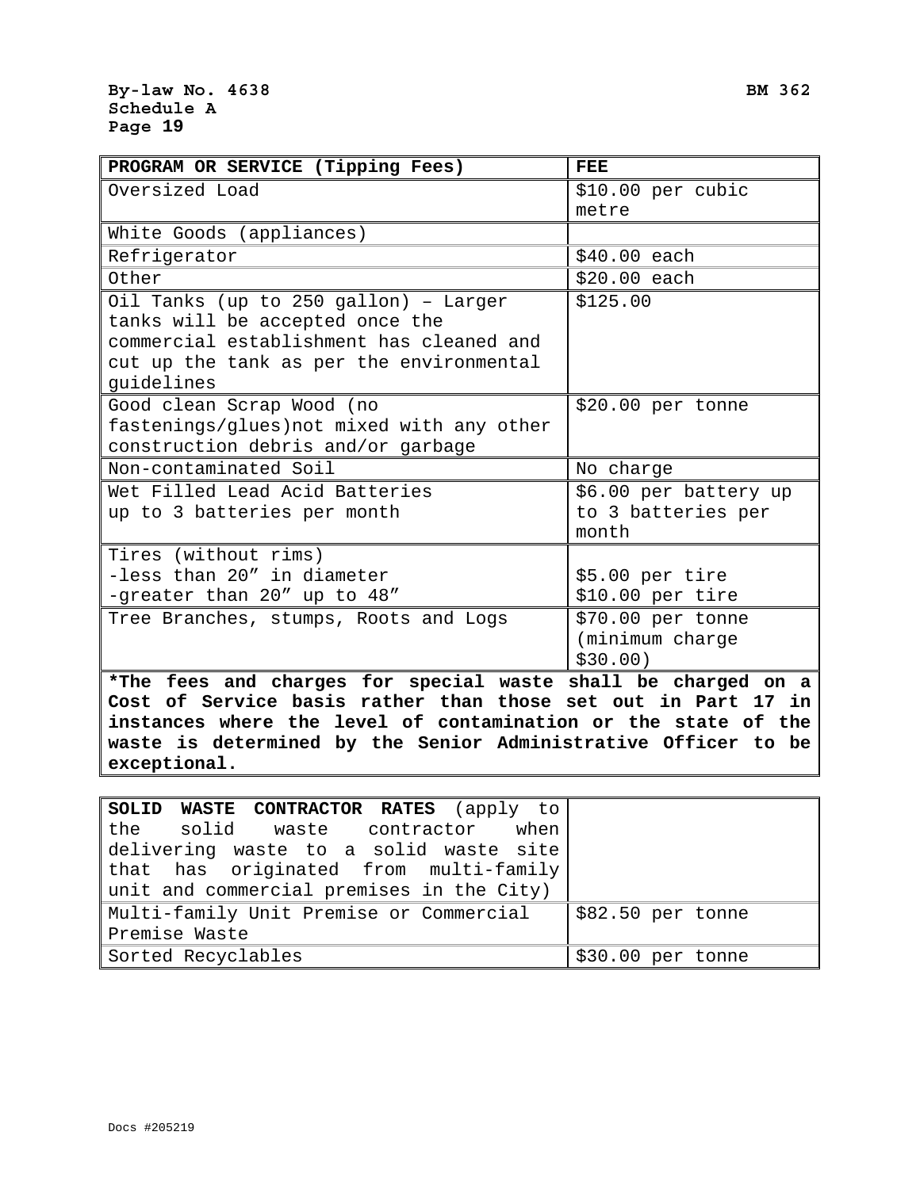**By-law No. 4638**
**Schedule A**
**Page 19**

**BM 362**

| **PROGRAM OR SERVICE (Tipping Fees)** | **FEE** |
|---|---|
| Oversized Load | $10.00 per cubic metre |
| White Goods (appliances) | |
| Refrigerator | $40.00 each |
| Other | $20.00 each |
| Oil Tanks (up to 250 gallon) – Larger tanks will be accepted once the commercial establishment has cleaned and cut up the tank as per the environmental guidelines | $125.00 |
| Good clean Scrap Wood (no fastenings/glues)not mixed with any other construction debris and/or garbage | $20.00 per tonne |
| Non-contaminated Soil | No charge |
| Wet Filled Lead Acid Batteries up to 3 batteries per month | $6.00 per battery up to 3 batteries per month |
| Tires (without rims)<br>-less than 20” in diameter<br>-greater than 20” up to 48” | <br>$5.00 per tire<br>$10.00 per tire |
| Tree Branches, stumps, Roots and Logs | $70.00 per tonne (minimum charge $30.00) |
| **\*The fees and charges for special waste shall be charged on a Cost of Service basis rather than those set out in Part 17 in instances where the level of contamination or the state of the waste is determined by the Senior Administrative Officer to be exceptional.** | |

| **SOLID WASTE CONTRACTOR RATES** (apply to the solid waste contractor when delivering waste to a solid waste site that has originated from multi-family unit and commercial premises in the City) | |
|---|---|
| Multi-family Unit Premise or Commercial Premise Waste | $82.50 per tonne |
| Sorted Recyclables | $30.00 per tonne |

Docs #205219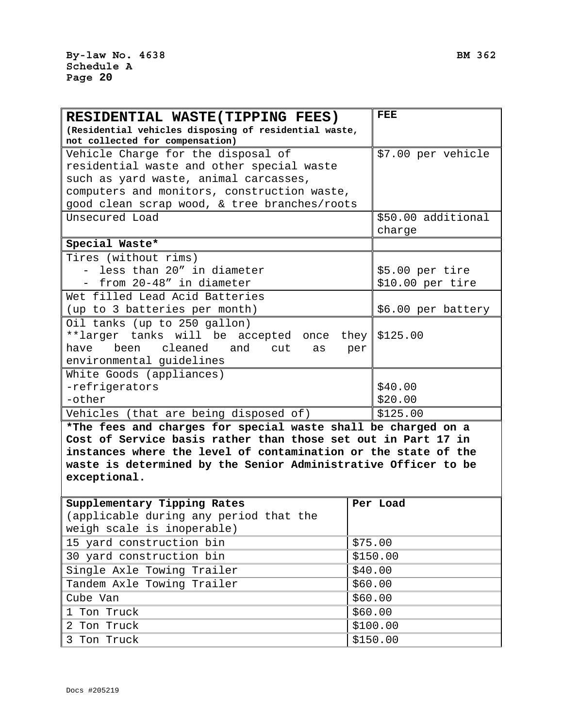| RESIDENTIAL WASTE(TIPPING FEES) (Residential vehicles disposing of residential waste, not collected for compensation) | FEE |
|---|---|
| Vehicle Charge for the disposal of residential waste and other special waste such as yard waste, animal carcasses, computers and monitors, construction waste, good clean scrap wood, & tree branches/roots | $7.00 per vehicle |
| Unsecured Load | $50.00 additional charge |
| **Special Waste*** | |
| Tires (without rims)<br>- less than 20″ in diameter<br>- from 20-48″ in diameter | <br>$5.00 per tire<br>$10.00 per tire |
| Wet filled Lead Acid Batteries (up to 3 batteries per month) | $6.00 per battery |
| Oil tanks (up to 250 gallon)<br>**larger tanks will be accepted once they have been cleaned and cut as per environmental guidelines | $125.00 |
| White Goods (appliances)<br>-refrigerators<br>-other | <br>$40.00<br>$20.00 |
| Vehicles (that are being disposed of) | $125.00 |

**\*The fees and charges for special waste shall be charged on a Cost of Service basis rather than those set out in Part 17 in instances where the level of contamination or the state of the waste is determined by the Senior Administrative Officer to be exceptional.**

| **Supplementary Tipping Rates** (applicable during any period that the weigh scale is inoperable) | **Per Load** |
|---|---|
| 15 yard construction bin | $75.00 |
| 30 yard construction bin | $150.00 |
| Single Axle Towing Trailer | $40.00 |
| Tandem Axle Towing Trailer | $60.00 |
| Cube Van | $60.00 |
| 1 Ton Truck | $60.00 |
| 2 Ton Truck | $100.00 |
| 3 Ton Truck | $150.00 |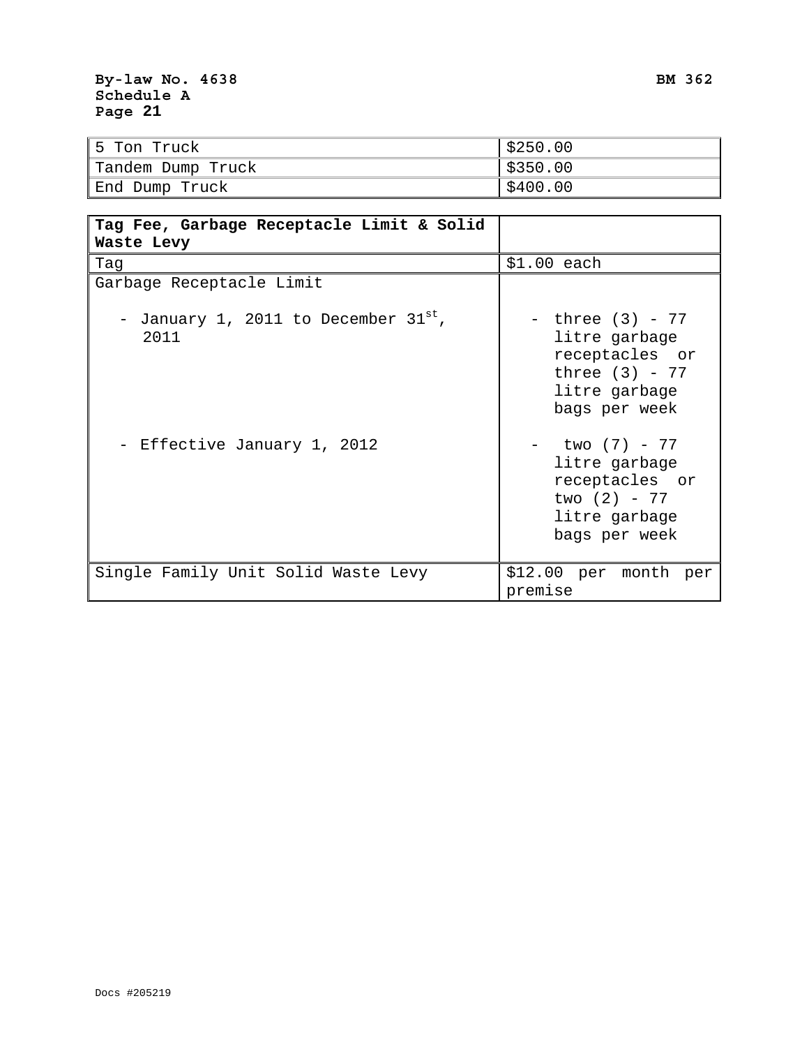| | |
|---|---|
| 5 Ton Truck | $250.00 |
| Tandem Dump Truck | $350.00 |
| End Dump Truck | $400.00 |

| **Tag Fee, Garbage Receptacle Limit & Solid Waste Levy** | |
|---|---|
| Tag | $1.00 each |
| Garbage Receptacle Limit<br>- January 1, 2011 to December 31st, 2011<br>- Effective January 1, 2012 | <br>- three (3) - 77 litre garbage receptacles or three (3) - 77 litre garbage bags per week<br>- two (7) - 77 litre garbage receptacles or two (2) - 77 litre garbage bags per week |
| Single Family Unit Solid Waste Levy | $12.00 per month per premise |

Docs #205219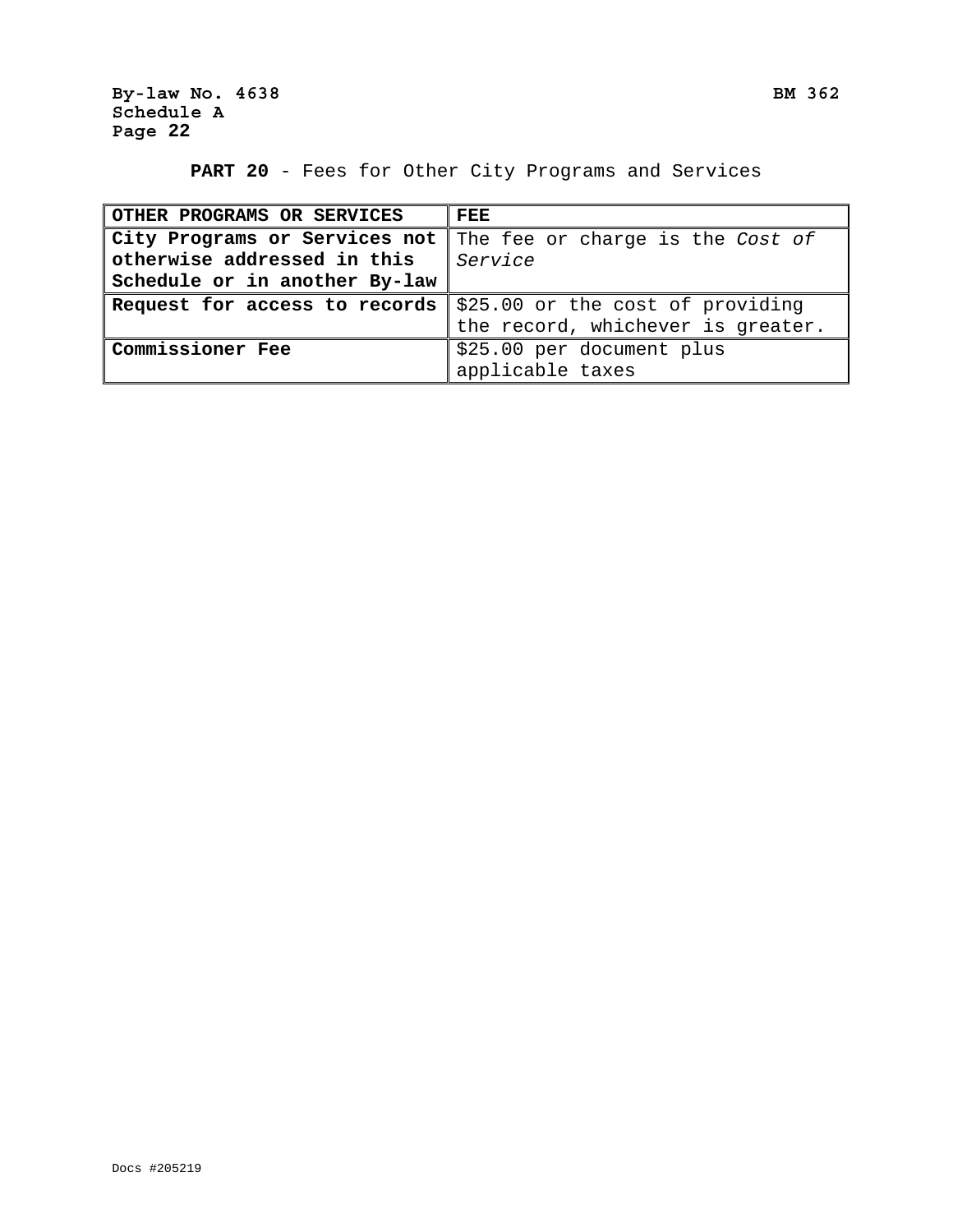**PART 20** - Fees for Other City Programs and Services

| OTHER PROGRAMS OR SERVICES | FEE |
|---|---|
| **City Programs or Services not otherwise addressed in this Schedule or in another By-law** | The fee or charge is the *Cost of Service* |
| **Request for access to records** | $25.00 or the cost of providing the record, whichever is greater. |
| **Commissioner Fee** | $25.00 per document plus applicable taxes |